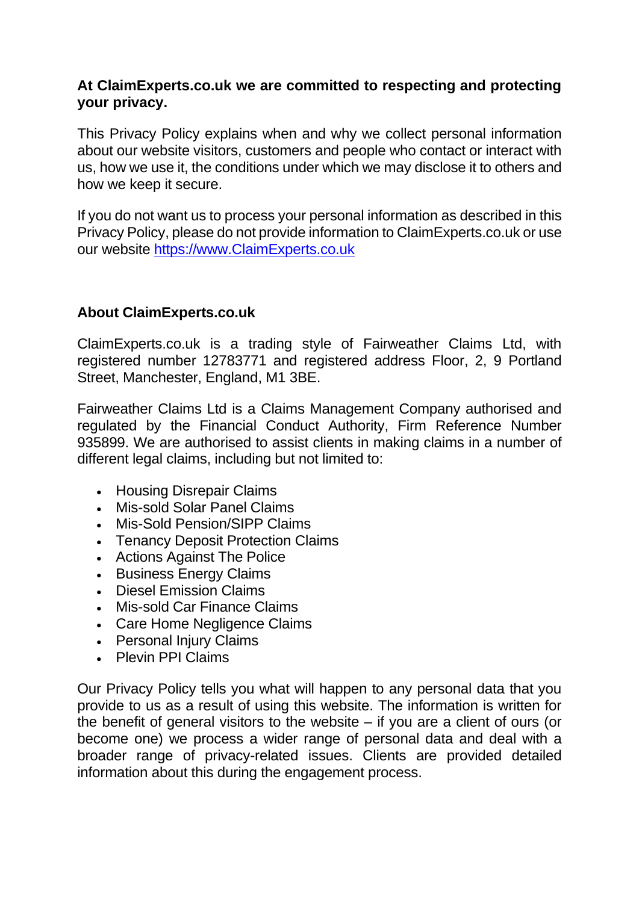**At ClaimExperts.co.uk we are committed to respecting and protecting your privacy.**

This Privacy Policy explains when and why we collect personal information about our website visitors, customers and people who contact or interact with us, how we use it, the conditions under which we may disclose it to others and how we keep it secure.

If you do not want us to process your personal information as described in this Privacy Policy, please do not provide information to ClaimExperts.co.uk or use our website [https://www.ClaimExperts.co.uk](https://www.ClaimExperts.co.uk)

## About ClaimExperts.co.uk

ClaimExperts.co.uk is a trading style of Fairweather Claims Ltd, with registered number 12783771 and registered address Floor, 2, 9 Portland Street, Manchester, England, M1 3BE.

Fairweather Claims Ltd is a Claims Management Company authorised and regulated by the Financial Conduct Authority, Firm Reference Number 935899. We are authorised to assist clients in making claims in a number of different legal claims, including but not limited to:

- Housing Disrepair Claims
- Mis-sold Solar Panel Claims
- Mis-Sold Pension/SIPP Claims
- Tenancy Deposit Protection Claims
- Actions Against The Police
- Business Energy Claims
- Diesel Emission Claims
- Mis-sold Car Finance Claims
- Care Home Negligence Claims
- Personal Injury Claims
- Plevin PPI Claims

Our Privacy Policy tells you what will happen to any personal data that you provide to us as a result of using this website. The information is written for the benefit of general visitors to the website – if you are a client of ours (or become one) we process a wider range of personal data and deal with a broader range of privacy-related issues. Clients are provided detailed information about this during the engagement process.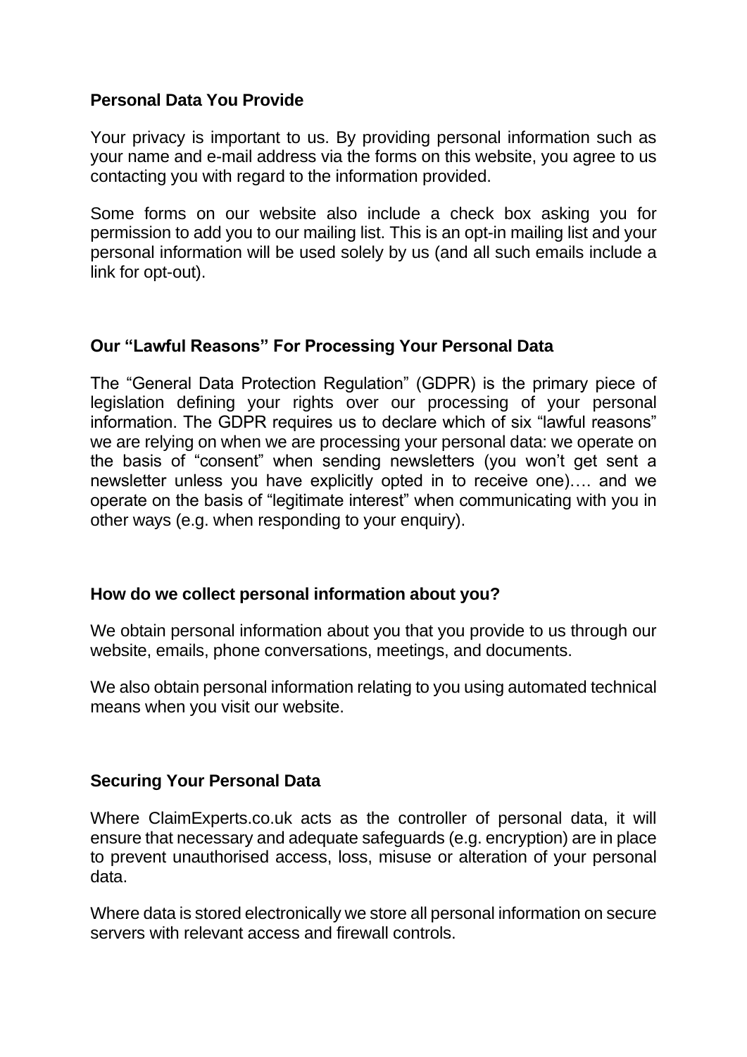## Personal Data You Provide

Your privacy is important to us. By providing personal information such as your name and e-mail address via the forms on this website, you agree to us contacting you with regard to the information provided.

Some forms on our website also include a check box asking you for permission to add you to our mailing list. This is an opt-in mailing list and your personal information will be used solely by us (and all such emails include a link for opt-out).

## Our “Lawful Reasons” For Processing Your Personal Data

The “General Data Protection Regulation” (GDPR) is the primary piece of legislation defining your rights over our processing of your personal information. The GDPR requires us to declare which of six “lawful reasons” we are relying on when we are processing your personal data: we operate on the basis of “consent” when sending newsletters (you won’t get sent a newsletter unless you have explicitly opted in to receive one)…. and we operate on the basis of “legitimate interest” when communicating with you in other ways (e.g. when responding to your enquiry).

## How do we collect personal information about you?

We obtain personal information about you that you provide to us through our website, emails, phone conversations, meetings, and documents.

We also obtain personal information relating to you using automated technical means when you visit our website.

## Securing Your Personal Data

Where ClaimExperts.co.uk acts as the controller of personal data, it will ensure that necessary and adequate safeguards (e.g. encryption) are in place to prevent unauthorised access, loss, misuse or alteration of your personal data.

Where data is stored electronically we store all personal information on secure servers with relevant access and firewall controls.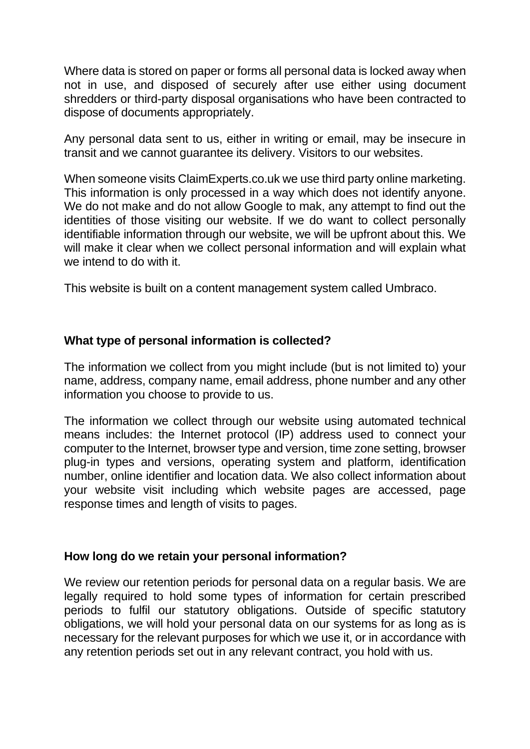Where data is stored on paper or forms all personal data is locked away when not in use, and disposed of securely after use either using document shredders or third-party disposal organisations who have been contracted to dispose of documents appropriately.

Any personal data sent to us, either in writing or email, may be insecure in transit and we cannot guarantee its delivery. Visitors to our websites.

When someone visits ClaimExperts.co.uk we use third party online marketing. This information is only processed in a way which does not identify anyone. We do not make and do not allow Google to mak, any attempt to find out the identities of those visiting our website. If we do want to collect personally identifiable information through our website, we will be upfront about this. We will make it clear when we collect personal information and will explain what we intend to do with it.

This website is built on a content management system called Umbraco.

**What type of personal information is collected?**

The information we collect from you might include (but is not limited to) your name, address, company name, email address, phone number and any other information you choose to provide to us.

The information we collect through our website using automated technical means includes: the Internet protocol (IP) address used to connect your computer to the Internet, browser type and version, time zone setting, browser plug-in types and versions, operating system and platform, identification number, online identifier and location data. We also collect information about your website visit including which website pages are accessed, page response times and length of visits to pages.

**How long do we retain your personal information?**

We review our retention periods for personal data on a regular basis. We are legally required to hold some types of information for certain prescribed periods to fulfil our statutory obligations. Outside of specific statutory obligations, we will hold your personal data on our systems for as long as is necessary for the relevant purposes for which we use it, or in accordance with any retention periods set out in any relevant contract, you hold with us.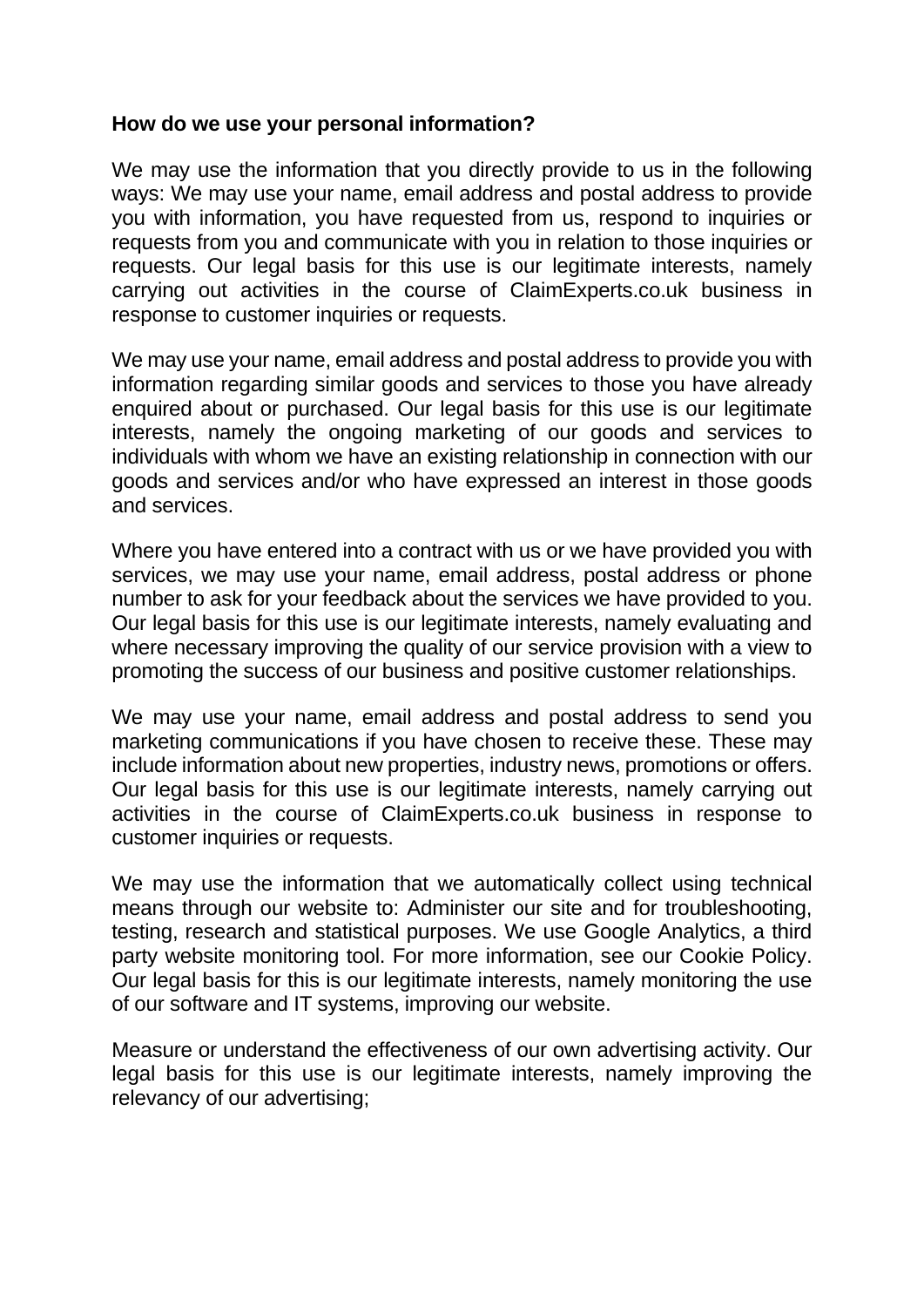**How do we use your personal information?**

We may use the information that you directly provide to us in the following ways: We may use your name, email address and postal address to provide you with information, you have requested from us, respond to inquiries or requests from you and communicate with you in relation to those inquiries or requests. Our legal basis for this use is our legitimate interests, namely carrying out activities in the course of ClaimExperts.co.uk business in response to customer inquiries or requests.

We may use your name, email address and postal address to provide you with information regarding similar goods and services to those you have already enquired about or purchased. Our legal basis for this use is our legitimate interests, namely the ongoing marketing of our goods and services to individuals with whom we have an existing relationship in connection with our goods and services and/or who have expressed an interest in those goods and services.

Where you have entered into a contract with us or we have provided you with services, we may use your name, email address, postal address or phone number to ask for your feedback about the services we have provided to you. Our legal basis for this use is our legitimate interests, namely evaluating and where necessary improving the quality of our service provision with a view to promoting the success of our business and positive customer relationships.

We may use your name, email address and postal address to send you marketing communications if you have chosen to receive these. These may include information about new properties, industry news, promotions or offers. Our legal basis for this use is our legitimate interests, namely carrying out activities in the course of ClaimExperts.co.uk business in response to customer inquiries or requests.

We may use the information that we automatically collect using technical means through our website to: Administer our site and for troubleshooting, testing, research and statistical purposes. We use Google Analytics, a third party website monitoring tool. For more information, see our Cookie Policy. Our legal basis for this is our legitimate interests, namely monitoring the use of our software and IT systems, improving our website.

Measure or understand the effectiveness of our own advertising activity. Our legal basis for this use is our legitimate interests, namely improving the relevancy of our advertising;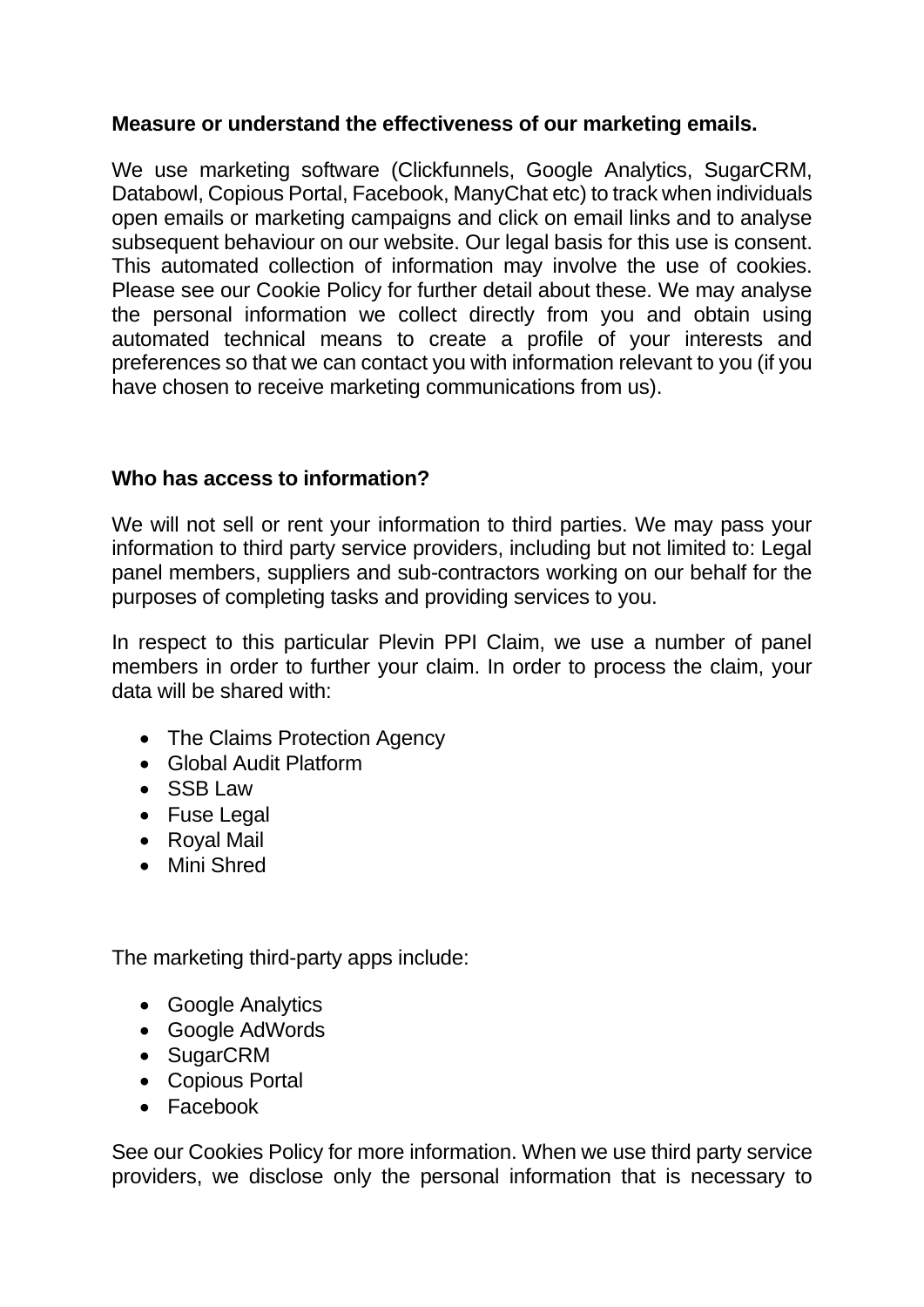**Measure or understand the effectiveness of our marketing emails.**

We use marketing software (Clickfunnels, Google Analytics, SugarCRM, Databowl, Copious Portal, Facebook, ManyChat etc) to track when individuals open emails or marketing campaigns and click on email links and to analyse subsequent behaviour on our website. Our legal basis for this use is consent. This automated collection of information may involve the use of cookies. Please see our Cookie Policy for further detail about these. We may analyse the personal information we collect directly from you and obtain using automated technical means to create a profile of your interests and preferences so that we can contact you with information relevant to you (if you have chosen to receive marketing communications from us).

**Who has access to information?**

We will not sell or rent your information to third parties. We may pass your information to third party service providers, including but not limited to: Legal panel members, suppliers and sub-contractors working on our behalf for the purposes of completing tasks and providing services to you.

In respect to this particular Plevin PPI Claim, we use a number of panel members in order to further your claim. In order to process the claim, your data will be shared with:

- The Claims Protection Agency
- Global Audit Platform
- SSB Law
- Fuse Legal
- Royal Mail
- Mini Shred

The marketing third-party apps include:

- Google Analytics
- Google AdWords
- SugarCRM
- Copious Portal
- Facebook

See our Cookies Policy for more information. When we use third party service providers, we disclose only the personal information that is necessary to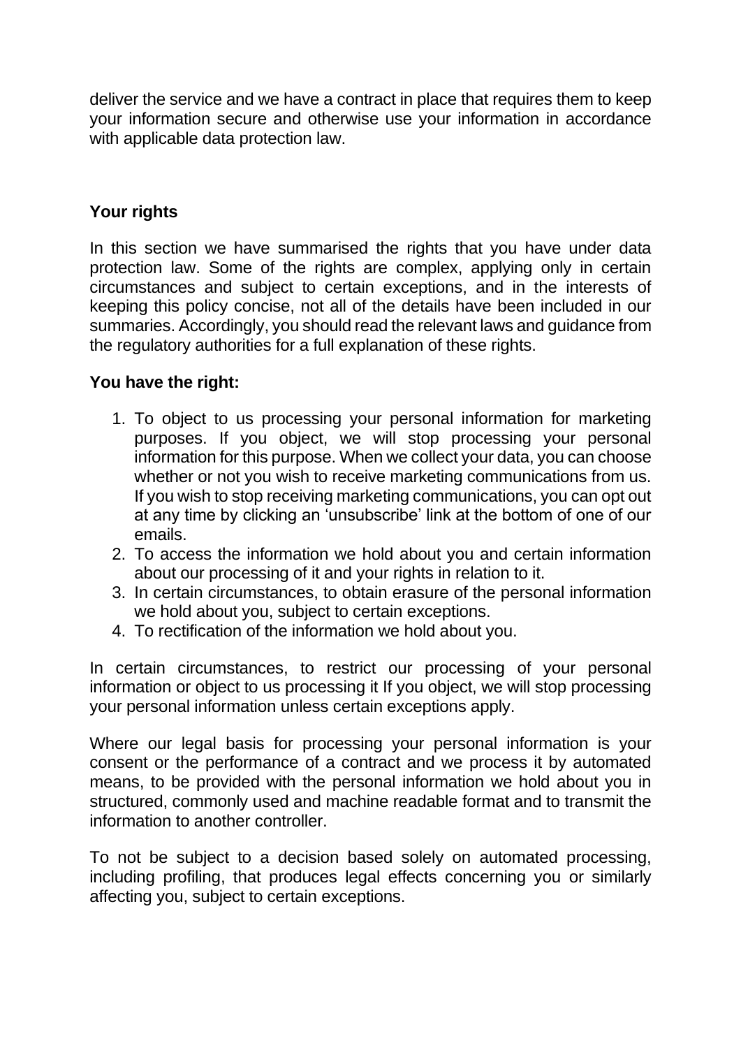deliver the service and we have a contract in place that requires them to keep your information secure and otherwise use your information in accordance with applicable data protection law.

**Your rights**

In this section we have summarised the rights that you have under data protection law. Some of the rights are complex, applying only in certain circumstances and subject to certain exceptions, and in the interests of keeping this policy concise, not all of the details have been included in our summaries. Accordingly, you should read the relevant laws and guidance from the regulatory authorities for a full explanation of these rights.

**You have the right:**

1. To object to us processing your personal information for marketing purposes. If you object, we will stop processing your personal information for this purpose. When we collect your data, you can choose whether or not you wish to receive marketing communications from us. If you wish to stop receiving marketing communications, you can opt out at any time by clicking an 'unsubscribe' link at the bottom of one of our emails.
2. To access the information we hold about you and certain information about our processing of it and your rights in relation to it.
3. In certain circumstances, to obtain erasure of the personal information we hold about you, subject to certain exceptions.
4. To rectification of the information we hold about you.

In certain circumstances, to restrict our processing of your personal information or object to us processing it If you object, we will stop processing your personal information unless certain exceptions apply.

Where our legal basis for processing your personal information is your consent or the performance of a contract and we process it by automated means, to be provided with the personal information we hold about you in structured, commonly used and machine readable format and to transmit the information to another controller.

To not be subject to a decision based solely on automated processing, including profiling, that produces legal effects concerning you or similarly affecting you, subject to certain exceptions.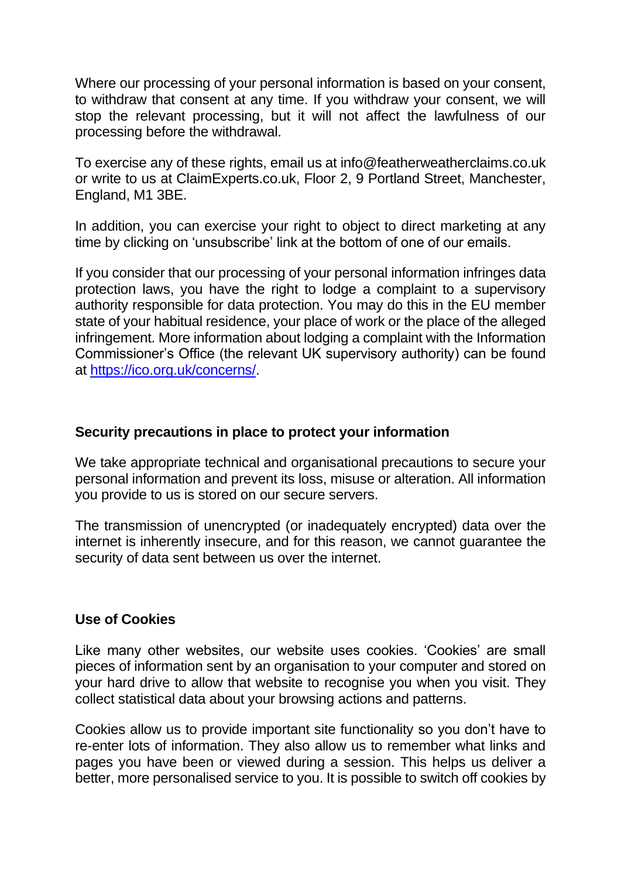Where our processing of your personal information is based on your consent, to withdraw that consent at any time. If you withdraw your consent, we will stop the relevant processing, but it will not affect the lawfulness of our processing before the withdrawal.

To exercise any of these rights, email us at info@featherweatherclaims.co.uk or write to us at ClaimExperts.co.uk, Floor 2, 9 Portland Street, Manchester, England, M1 3BE.

In addition, you can exercise your right to object to direct marketing at any time by clicking on 'unsubscribe' link at the bottom of one of our emails.

If you consider that our processing of your personal information infringes data protection laws, you have the right to lodge a complaint to a supervisory authority responsible for data protection. You may do this in the EU member state of your habitual residence, your place of work or the place of the alleged infringement. More information about lodging a complaint with the Information Commissioner's Office (the relevant UK supervisory authority) can be found at [https://ico.org.uk/concerns/](https://ico.org.uk/concerns/).

## Security precautions in place to protect your information

We take appropriate technical and organisational precautions to secure your personal information and prevent its loss, misuse or alteration. All information you provide to us is stored on our secure servers.

The transmission of unencrypted (or inadequately encrypted) data over the internet is inherently insecure, and for this reason, we cannot guarantee the security of data sent between us over the internet.

## Use of Cookies

Like many other websites, our website uses cookies. 'Cookies' are small pieces of information sent by an organisation to your computer and stored on your hard drive to allow that website to recognise you when you visit. They collect statistical data about your browsing actions and patterns.

Cookies allow us to provide important site functionality so you don't have to re-enter lots of information. They also allow us to remember what links and pages you have been or viewed during a session. This helps us deliver a better, more personalised service to you. It is possible to switch off cookies by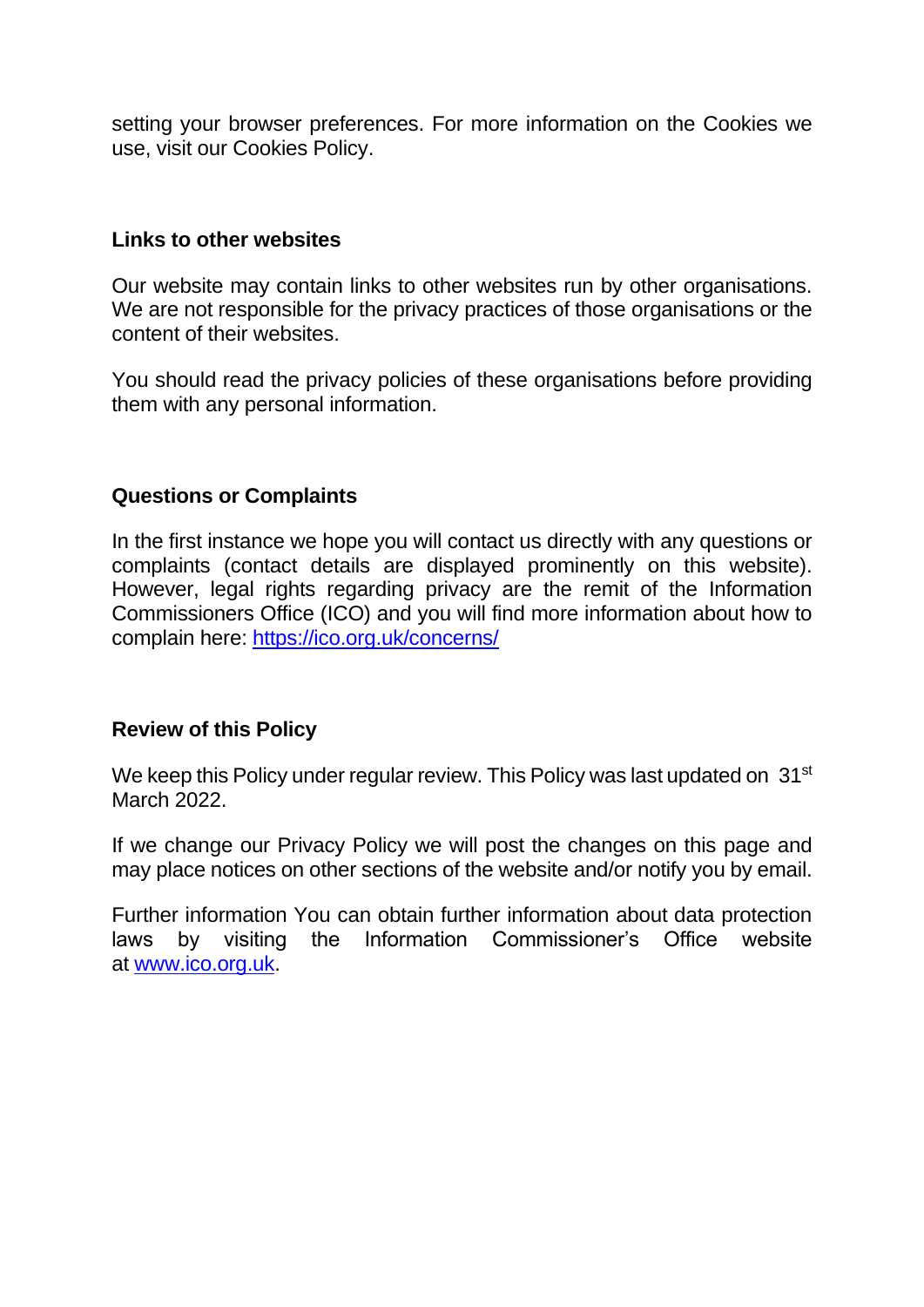setting your browser preferences. For more information on the Cookies we use, visit our Cookies Policy.

## Links to other websites

Our website may contain links to other websites run by other organisations. We are not responsible for the privacy practices of those organisations or the content of their websites.

You should read the privacy policies of these organisations before providing them with any personal information.

## Questions or Complaints

In the first instance we hope you will contact us directly with any questions or complaints (contact details are displayed prominently on this website). However, legal rights regarding privacy are the remit of the Information Commissioners Office (ICO) and you will find more information about how to complain here: [https://ico.org.uk/concerns/](https://ico.org.uk/concerns/)

## Review of this Policy

We keep this Policy under regular review. This Policy was last updated on 31st March 2022.

If we change our Privacy Policy we will post the changes on this page and may place notices on other sections of the website and/or notify you by email.

Further information You can obtain further information about data protection laws by visiting the Information Commissioner's Office website at [www.ico.org.uk](http://www.ico.org.uk).